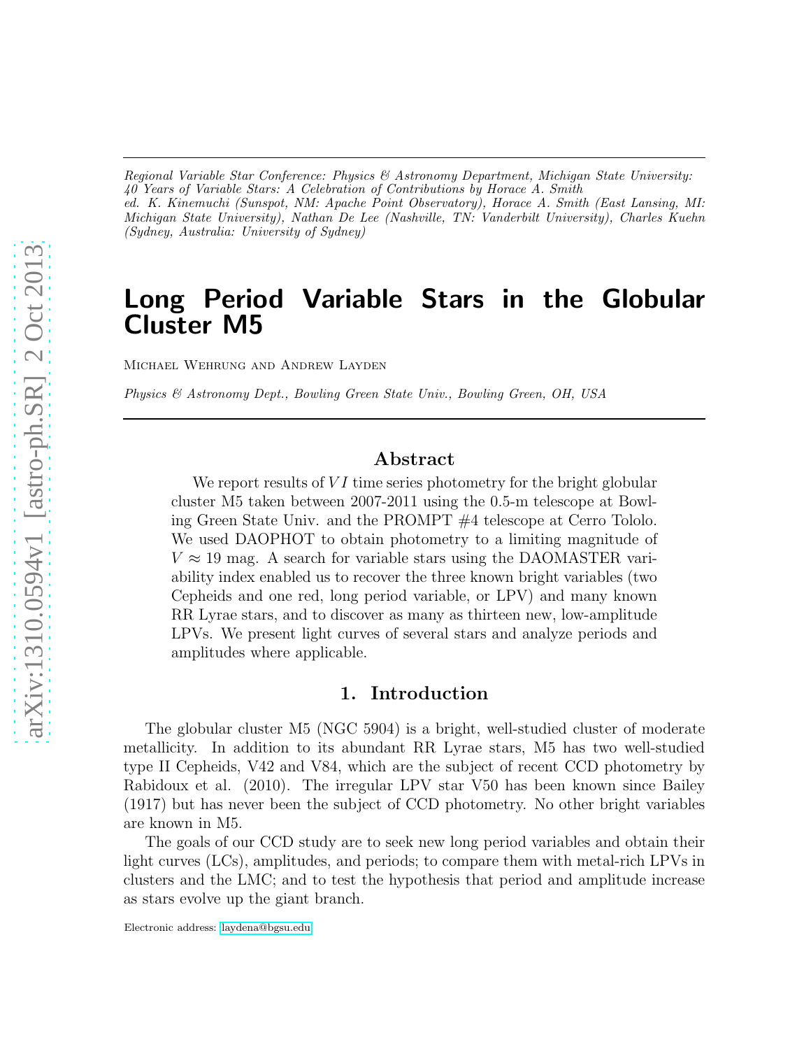*Regional Variable Star Conference: Physics & Astronomy Department, Michigan State University: 40 Years of Variable Stars: A Celebration of Contributions by Horace A. Smith*
*ed. K. Kinemuchi (Sunspot, NM: Apache Point Observatory), Horace A. Smith (East Lansing, MI: Michigan State University), Nathan De Lee (Nashville, TN: Vanderbilt University), Charles Kuehn (Sydney, Australia: University of Sydney)*

# Long Period Variable Stars in the Globular Cluster M5

Michael Wehrung and Andrew Layden

*Physics & Astronomy Dept., Bowling Green State Univ., Bowling Green, OH, USA*

## Abstract

We report results of $VI$ time series photometry for the bright globular cluster M5 taken between 2007-2011 using the 0.5-m telescope at Bowling Green State Univ. and the PROMPT #4 telescope at Cerro Tololo. We used DAOPHOT to obtain photometry to a limiting magnitude of $V \approx 19$ mag. A search for variable stars using the DAOMASTER variability index enabled us to recover the three known bright variables (two Cepheids and one red, long period variable, or LPV) and many known RR Lyrae stars, and to discover as many as thirteen new, low-amplitude LPVs. We present light curves of several stars and analyze periods and amplitudes where applicable.

## 1. Introduction

The globular cluster M5 (NGC 5904) is a bright, well-studied cluster of moderate metallicity. In addition to its abundant RR Lyrae stars, M5 has two well-studied type II Cepheids, V42 and V84, which are the subject of recent CCD photometry by Rabidoux et al. (2010). The irregular LPV star V50 has been known since Bailey (1917) but has never been the subject of CCD photometry. No other bright variables are known in M5.

The goals of our CCD study are to seek new long period variables and obtain their light curves (LCs), amplitudes, and periods; to compare them with metal-rich LPVs in clusters and the LMC; and to test the hypothesis that period and amplitude increase as stars evolve up the giant branch.

Electronic address: laydena@bgsu.edu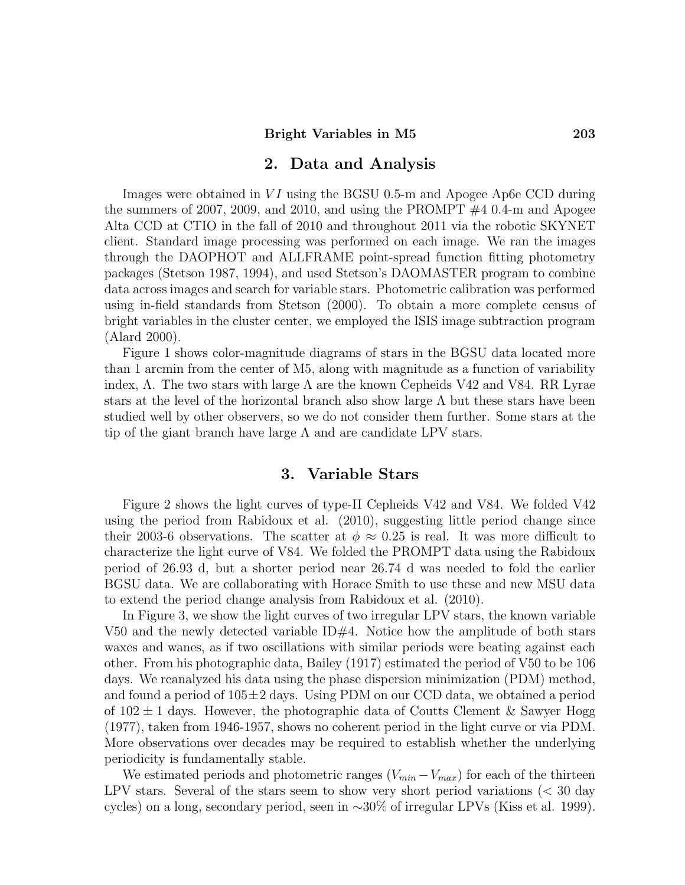## 2. Data and Analysis

Images were obtained in $VI$ using the BGSU 0.5-m and Apogee Ap6e CCD during the summers of 2007, 2009, and 2010, and using the PROMPT #4 0.4-m and Apogee Alta CCD at CTIO in the fall of 2010 and throughout 2011 via the robotic SKYNET client. Standard image processing was performed on each image. We ran the images through the DAOPHOT and ALLFRAME point-spread function fitting photometry packages (Stetson 1987, 1994), and used Stetson's DAOMASTER program to combine data across images and search for variable stars. Photometric calibration was performed using in-field standards from Stetson (2000). To obtain a more complete census of bright variables in the cluster center, we employed the ISIS image subtraction program (Alard 2000).

Figure 1 shows color-magnitude diagrams of stars in the BGSU data located more than 1 arcmin from the center of M5, along with magnitude as a function of variability index, $\Lambda$. The two stars with large $\Lambda$ are the known Cepheids V42 and V84. RR Lyrae stars at the level of the horizontal branch also show large $\Lambda$ but these stars have been studied well by other observers, so we do not consider them further. Some stars at the tip of the giant branch have large $\Lambda$ and are candidate LPV stars.

## 3. Variable Stars

Figure 2 shows the light curves of type-II Cepheids V42 and V84. We folded V42 using the period from Rabidoux et al. (2010), suggesting little period change since their 2003-6 observations. The scatter at $\phi \approx 0.25$ is real. It was more difficult to characterize the light curve of V84. We folded the PROMPT data using the Rabidoux period of 26.93 d, but a shorter period near 26.74 d was needed to fold the earlier BGSU data. We are collaborating with Horace Smith to use these and new MSU data to extend the period change analysis from Rabidoux et al. (2010).

In Figure 3, we show the light curves of two irregular LPV stars, the known variable V50 and the newly detected variable ID#4. Notice how the amplitude of both stars waxes and wanes, as if two oscillations with similar periods were beating against each other. From his photographic data, Bailey (1917) estimated the period of V50 to be 106 days. We reanalyzed his data using the phase dispersion minimization (PDM) method, and found a period of $105 \pm 2$ days. Using PDM on our CCD data, we obtained a period of $102 \pm 1$ days. However, the photographic data of Coutts Clement & Sawyer Hogg (1977), taken from 1946-1957, shows no coherent period in the light curve or via PDM. More observations over decades may be required to establish whether the underlying periodicity is fundamentally stable.

We estimated periods and photometric ranges ($V_{min} - V_{max}$) for each of the thirteen LPV stars. Several of the stars seem to show very short period variations ($< 30$ day cycles) on a long, secondary period, seen in $\sim$30% of irregular LPVs (Kiss et al. 1999).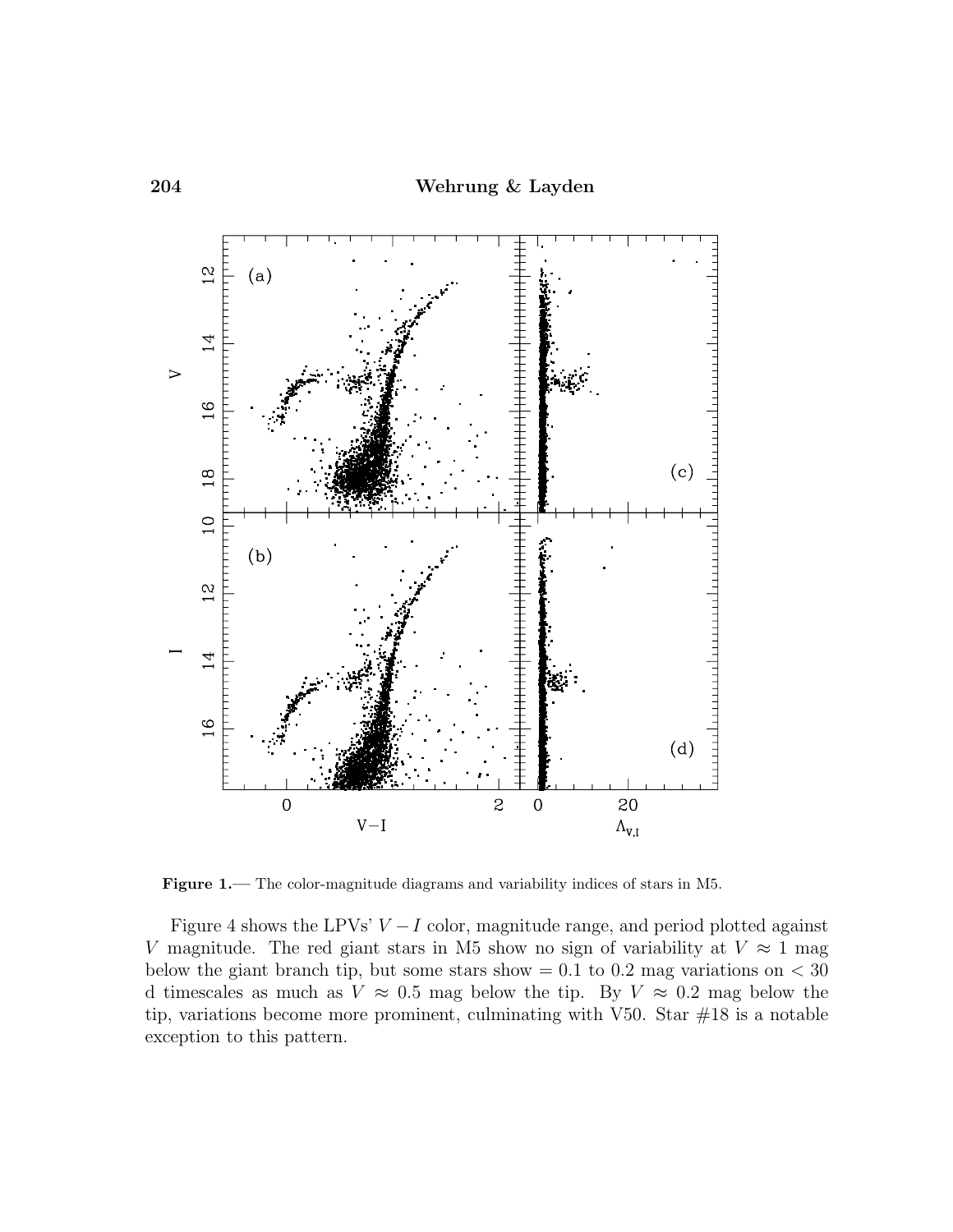**Figure 1.**— The color-magnitude diagrams and variability indices of stars in M5.

Figure 4 shows the LPVs' $V - I$ color, magnitude range, and period plotted against $V$ magnitude. The red giant stars in M5 show no sign of variability at $V \approx 1$ mag below the giant branch tip, but some stars show $= 0.1$ to $0.2$ mag variations on $< 30$ d timescales as much as $V \approx 0.5$ mag below the tip. By $V \approx 0.2$ mag below the tip, variations become more prominent, culminating with V50. Star #18 is a notable exception to this pattern.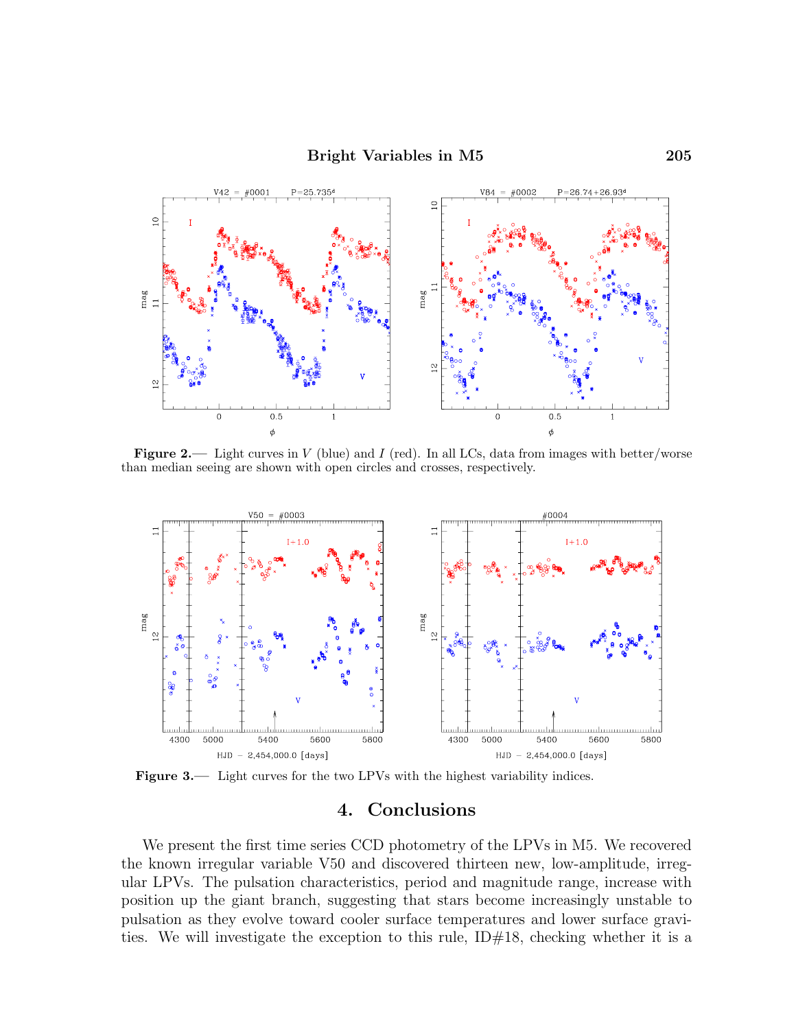Figure 2.— Light curves in $V$ (blue) and $I$ (red). In all LCs, data from images with better/worse than median seeing are shown with open circles and crosses, respectively.

Figure 3.— Light curves for the two LPVs with the highest variability indices.

## 4. Conclusions

We present the first time series CCD photometry of the LPVs in M5. We recovered the known irregular variable V50 and discovered thirteen new, low-amplitude, irregular LPVs. The pulsation characteristics, period and magnitude range, increase with position up the giant branch, suggesting that stars become increasingly unstable to pulsation as they evolve toward cooler surface temperatures and lower surface gravities. We will investigate the exception to this rule, ID#18, checking whether it is a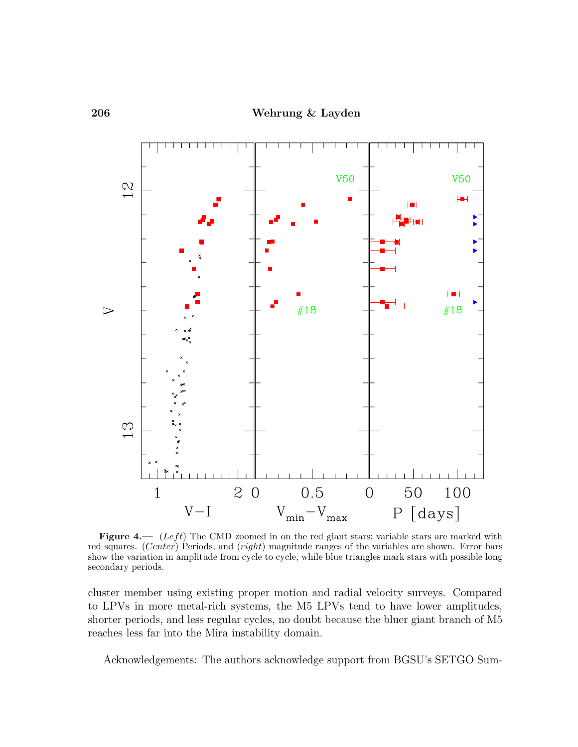**Figure 4.**— (*Left*) The CMD zoomed in on the red giant stars; variable stars are marked with red squares. (*Center*) Periods, and (*right*) magnitude ranges of the variables are shown. Error bars show the variation in amplitude from cycle to cycle, while blue triangles mark stars with possible long secondary periods.

cluster member using existing proper motion and radial velocity surveys. Compared to LPVs in more metal-rich systems, the M5 LPVs tend to have lower amplitudes, shorter periods, and less regular cycles, no doubt because the bluer giant branch of M5 reaches less far into the Mira instability domain.

Acknowledgements: The authors acknowledge support from BGSU's SETGO Sum-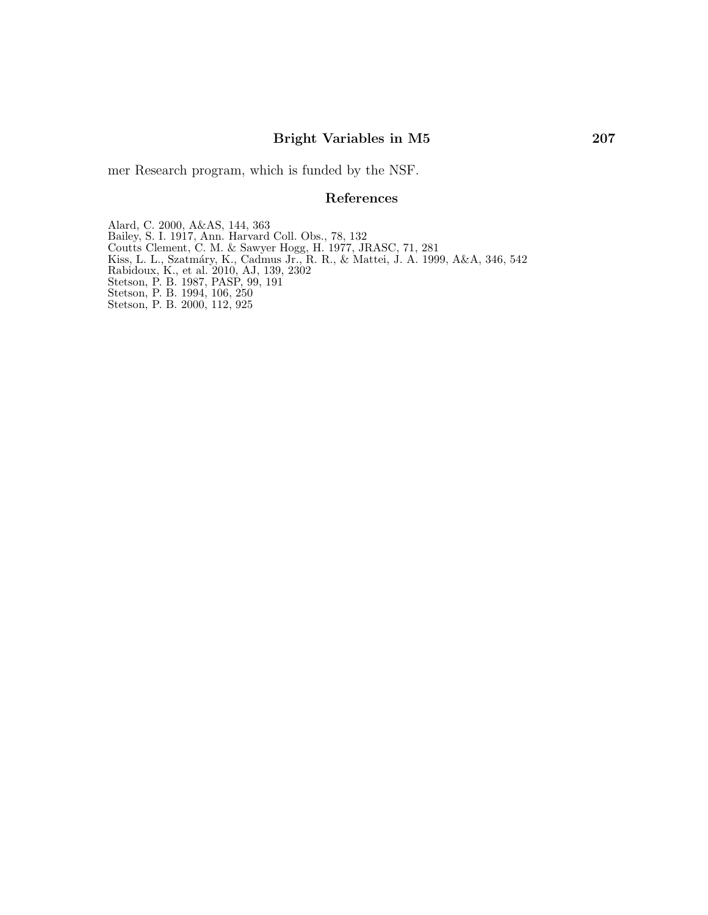mer Research program, which is funded by the NSF.

## References

Alard, C. 2000, A&AS, 144, 363
Bailey, S. I. 1917, Ann. Harvard Coll. Obs., 78, 132
Coutts Clement, C. M. & Sawyer Hogg, H. 1977, JRASC, 71, 281
Kiss, L. L., Szatmáry, K., Cadmus Jr., R. R., & Mattei, J. A. 1999, A&A, 346, 542
Rabidoux, K., et al. 2010, AJ, 139, 2302
Stetson, P. B. 1987, PASP, 99, 191
Stetson, P. B. 1994, 106, 250
Stetson, P. B. 2000, 112, 925